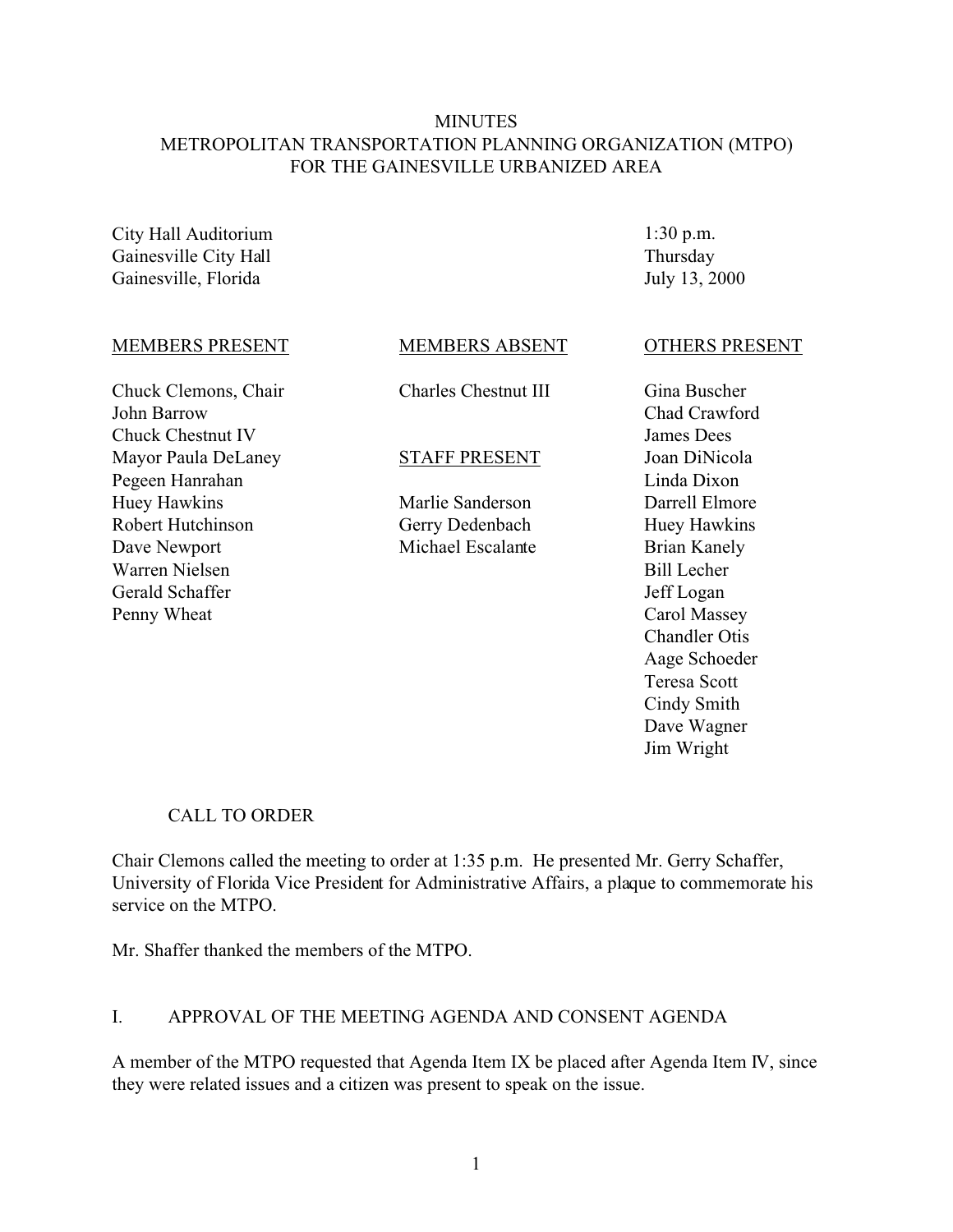# MINUTES
# METROPOLITAN TRANSPORTATION PLANNING ORGANIZATION (MTPO)
# FOR THE GAINESVILLE URBANIZED AREA

City Hall Auditorium
Gainesville City Hall
Gainesville, Florida

1:30 p.m.
Thursday
July 13, 2000

| MEMBERS PRESENT | MEMBERS ABSENT | OTHERS PRESENT |
|---|---|---|
| Chuck Clemons, Chair | Charles Chestnut III | Gina Buscher |
| John Barrow | | Chad Crawford |
| Chuck Chestnut IV | | James Dees |
| Mayor Paula DeLaney | STAFF PRESENT | Joan DiNicola |
| Pegeen Hanrahan | | Linda Dixon |
| Huey Hawkins | Marlie Sanderson | Darrell Elmore |
| Robert Hutchinson | Gerry Dedenbach | Huey Hawkins |
| Dave Newport | Michael Escalante | Brian Kanely |
| Warren Nielsen | | Bill Lecher |
| Gerald Schaffer | | Jeff Logan |
| Penny Wheat | | Carol Massey |
| | | Chandler Otis |
| | | Aage Schoeder |
| | | Teresa Scott |
| | | Cindy Smith |
| | | Dave Wagner |
| | | Jim Wright |

## CALL TO ORDER

Chair Clemons called the meeting to order at 1:35 p.m. He presented Mr. Gerry Schaffer, University of Florida Vice President for Administrative Affairs, a plaque to commemorate his service on the MTPO.

Mr. Shaffer thanked the members of the MTPO.

## I. APPROVAL OF THE MEETING AGENDA AND CONSENT AGENDA

A member of the MTPO requested that Agenda Item IX be placed after Agenda Item IV, since they were related issues and a citizen was present to speak on the issue.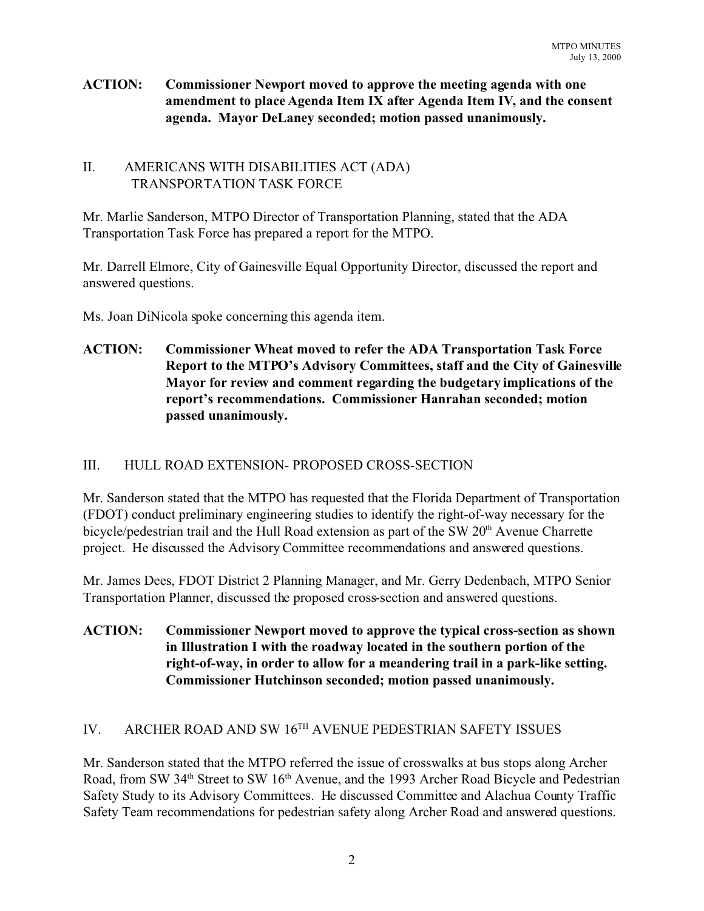**ACTION: Commissioner Newport moved to approve the meeting agenda with one amendment to place Agenda Item IX after Agenda Item IV, and the consent agenda. Mayor DeLaney seconded; motion passed unanimously.**

## II. AMERICANS WITH DISABILITIES ACT (ADA) TRANSPORTATION TASK FORCE

Mr. Marlie Sanderson, MTPO Director of Transportation Planning, stated that the ADA Transportation Task Force has prepared a report for the MTPO.

Mr. Darrell Elmore, City of Gainesville Equal Opportunity Director, discussed the report and answered questions.

Ms. Joan DiNicola spoke concerning this agenda item.

**ACTION: Commissioner Wheat moved to refer the ADA Transportation Task Force Report to the MTPO's Advisory Committees, staff and the City of Gainesville Mayor for review and comment regarding the budgetary implications of the report's recommendations. Commissioner Hanrahan seconded; motion passed unanimously.**

## III. HULL ROAD EXTENSION- PROPOSED CROSS-SECTION

Mr. Sanderson stated that the MTPO has requested that the Florida Department of Transportation (FDOT) conduct preliminary engineering studies to identify the right-of-way necessary for the bicycle/pedestrian trail and the Hull Road extension as part of the SW 20th Avenue Charrette project. He discussed the Advisory Committee recommendations and answered questions.

Mr. James Dees, FDOT District 2 Planning Manager, and Mr. Gerry Dedenbach, MTPO Senior Transportation Planner, discussed the proposed cross-section and answered questions.

**ACTION: Commissioner Newport moved to approve the typical cross-section as shown in Illustration I with the roadway located in the southern portion of the right-of-way, in order to allow for a meandering trail in a park-like setting. Commissioner Hutchinson seconded; motion passed unanimously.**

## IV. ARCHER ROAD AND SW 16TH AVENUE PEDESTRIAN SAFETY ISSUES

Mr. Sanderson stated that the MTPO referred the issue of crosswalks at bus stops along Archer Road, from SW 34th Street to SW 16th Avenue, and the 1993 Archer Road Bicycle and Pedestrian Safety Study to its Advisory Committees. He discussed Committee and Alachua County Traffic Safety Team recommendations for pedestrian safety along Archer Road and answered questions.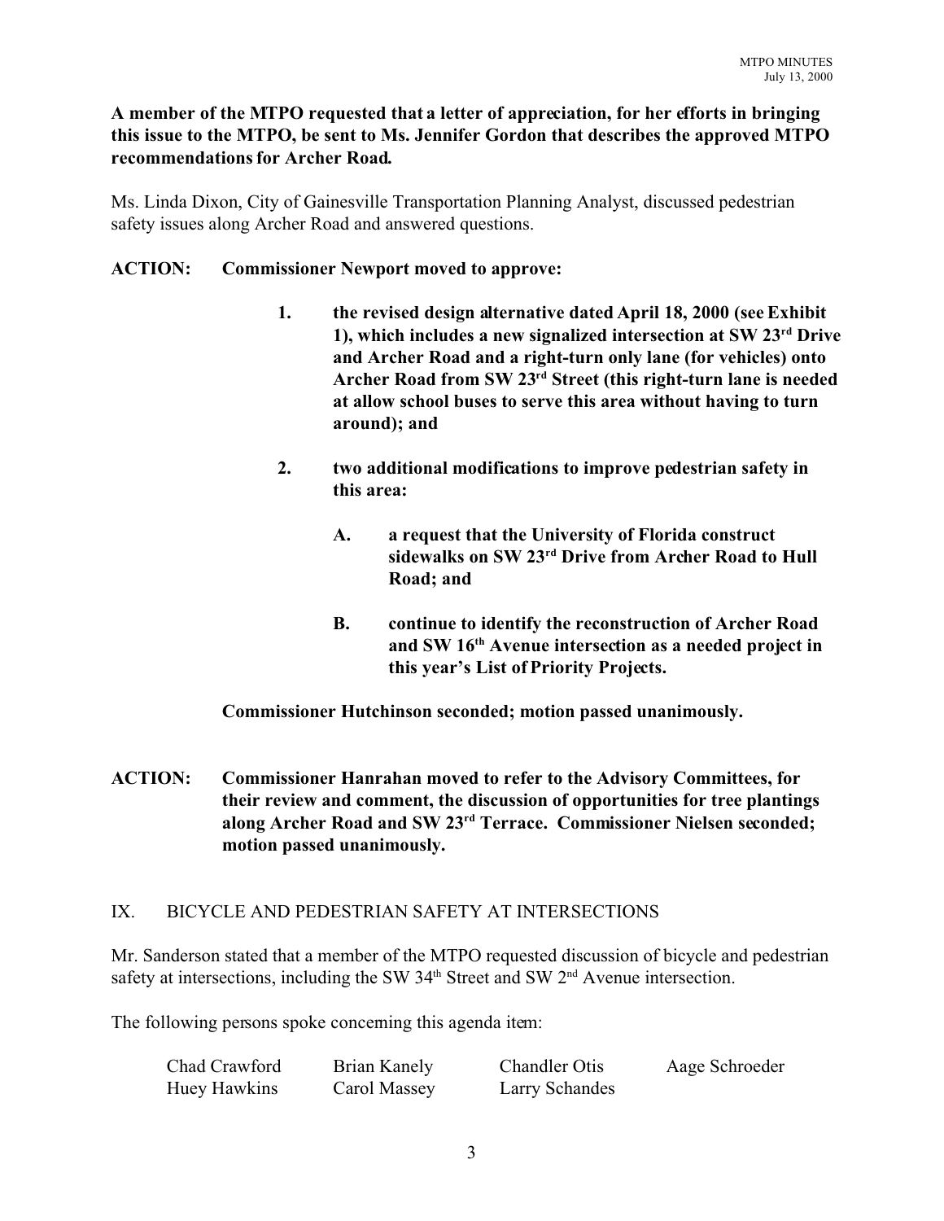**A member of the MTPO requested that a letter of appreciation, for her efforts in bringing this issue to the MTPO, be sent to Ms. Jennifer Gordon that describes the approved MTPO recommendations for Archer Road.**

Ms. Linda Dixon, City of Gainesville Transportation Planning Analyst, discussed pedestrian safety issues along Archer Road and answered questions.

**ACTION: Commissioner Newport moved to approve:**

> **1. the revised design alternative dated April 18, 2000 (see Exhibit 1), which includes a new signalized intersection at SW 23rd Drive and Archer Road and a right-turn only lane (for vehicles) onto Archer Road from SW 23rd Street (this right-turn lane is needed at allow school buses to serve this area without having to turn around); and**
>
> **2. two additional modifications to improve pedestrian safety in this area:**
>
> > **A. a request that the University of Florida construct sidewalks on SW 23rd Drive from Archer Road to Hull Road; and**
> >
> > **B. continue to identify the reconstruction of Archer Road and SW 16th Avenue intersection as a needed project in this year's List of Priority Projects.**

**Commissioner Hutchinson seconded; motion passed unanimously.**

**ACTION: Commissioner Hanrahan moved to refer to the Advisory Committees, for their review and comment, the discussion of opportunities for tree plantings along Archer Road and SW 23rd Terrace. Commissioner Nielsen seconded; motion passed unanimously.**

## IX. BICYCLE AND PEDESTRIAN SAFETY AT INTERSECTIONS

Mr. Sanderson stated that a member of the MTPO requested discussion of bicycle and pedestrian safety at intersections, including the SW 34th Street and SW 2nd Avenue intersection.

The following persons spoke concerning this agenda item:

| | | | |
|---|---|---|---|
| Chad Crawford | Brian Kanely | Chandler Otis | Aage Schroeder |
| Huey Hawkins | Carol Massey | Larry Schandes | |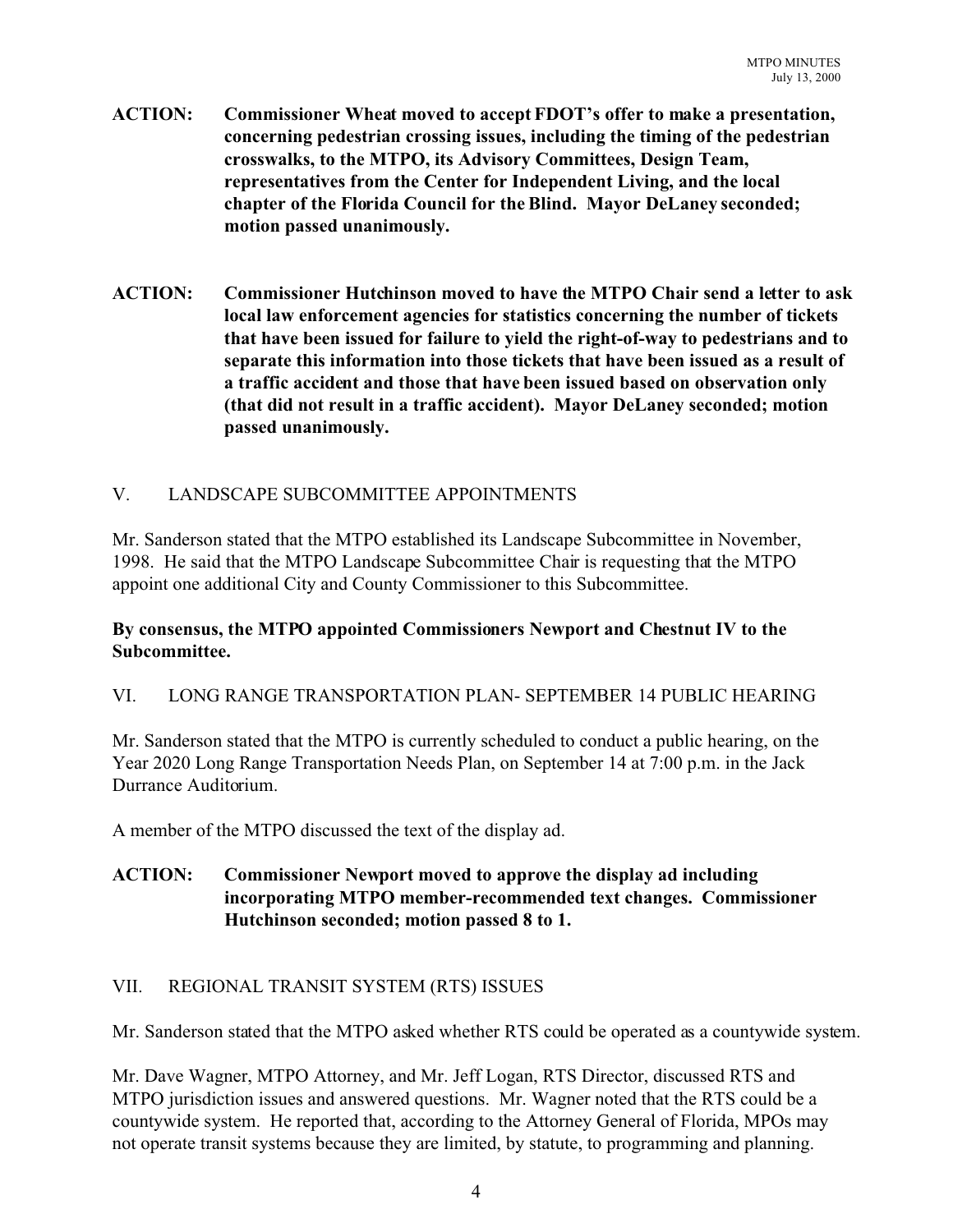**ACTION: Commissioner Wheat moved to accept FDOT's offer to make a presentation, concerning pedestrian crossing issues, including the timing of the pedestrian crosswalks, to the MTPO, its Advisory Committees, Design Team, representatives from the Center for Independent Living, and the local chapter of the Florida Council for the Blind. Mayor DeLaney seconded; motion passed unanimously.**

**ACTION: Commissioner Hutchinson moved to have the MTPO Chair send a letter to ask local law enforcement agencies for statistics concerning the number of tickets that have been issued for failure to yield the right-of-way to pedestrians and to separate this information into those tickets that have been issued as a result of a traffic accident and those that have been issued based on observation only (that did not result in a traffic accident). Mayor DeLaney seconded; motion passed unanimously.**

## V. LANDSCAPE SUBCOMMITTEE APPOINTMENTS

Mr. Sanderson stated that the MTPO established its Landscape Subcommittee in November, 1998. He said that the MTPO Landscape Subcommittee Chair is requesting that the MTPO appoint one additional City and County Commissioner to this Subcommittee.

**By consensus, the MTPO appointed Commissioners Newport and Chestnut IV to the Subcommittee.**

## VI. LONG RANGE TRANSPORTATION PLAN- SEPTEMBER 14 PUBLIC HEARING

Mr. Sanderson stated that the MTPO is currently scheduled to conduct a public hearing, on the Year 2020 Long Range Transportation Needs Plan, on September 14 at 7:00 p.m. in the Jack Durrance Auditorium.

A member of the MTPO discussed the text of the display ad.

**ACTION: Commissioner Newport moved to approve the display ad including incorporating MTPO member-recommended text changes. Commissioner Hutchinson seconded; motion passed 8 to 1.**

## VII. REGIONAL TRANSIT SYSTEM (RTS) ISSUES

Mr. Sanderson stated that the MTPO asked whether RTS could be operated as a countywide system.

Mr. Dave Wagner, MTPO Attorney, and Mr. Jeff Logan, RTS Director, discussed RTS and MTPO jurisdiction issues and answered questions. Mr. Wagner noted that the RTS could be a countywide system. He reported that, according to the Attorney General of Florida, MPOs may not operate transit systems because they are limited, by statute, to programming and planning.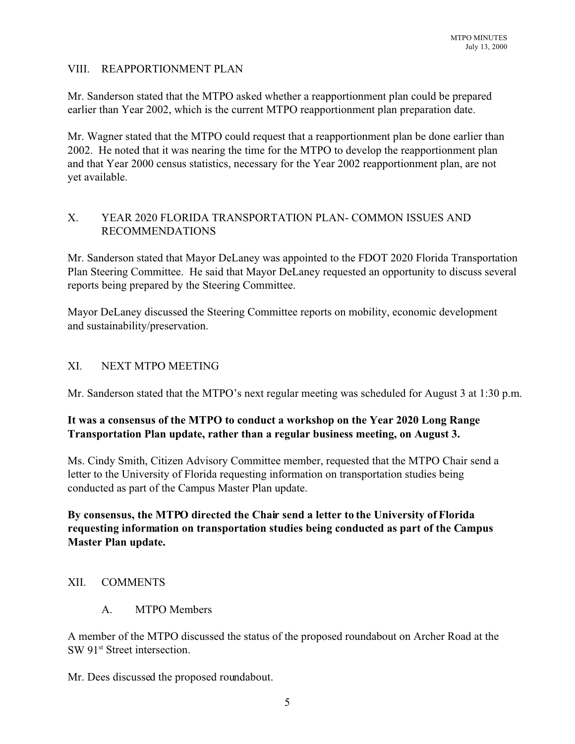## VIII. REAPPORTIONMENT PLAN

Mr. Sanderson stated that the MTPO asked whether a reapportionment plan could be prepared earlier than Year 2002, which is the current MTPO reapportionment plan preparation date.

Mr. Wagner stated that the MTPO could request that a reapportionment plan be done earlier than 2002. He noted that it was nearing the time for the MTPO to develop the reapportionment plan and that Year 2000 census statistics, necessary for the Year 2002 reapportionment plan, are not yet available.

## X. YEAR 2020 FLORIDA TRANSPORTATION PLAN- COMMON ISSUES AND RECOMMENDATIONS

Mr. Sanderson stated that Mayor DeLaney was appointed to the FDOT 2020 Florida Transportation Plan Steering Committee. He said that Mayor DeLaney requested an opportunity to discuss several reports being prepared by the Steering Committee.

Mayor DeLaney discussed the Steering Committee reports on mobility, economic development and sustainability/preservation.

## XI. NEXT MTPO MEETING

Mr. Sanderson stated that the MTPO's next regular meeting was scheduled for August 3 at 1:30 p.m.

**It was a consensus of the MTPO to conduct a workshop on the Year 2020 Long Range Transportation Plan update, rather than a regular business meeting, on August 3.**

Ms. Cindy Smith, Citizen Advisory Committee member, requested that the MTPO Chair send a letter to the University of Florida requesting information on transportation studies being conducted as part of the Campus Master Plan update.

**By consensus, the MTPO directed the Chair send a letter to the University of Florida requesting information on transportation studies being conducted as part of the Campus Master Plan update.**

## XII. COMMENTS

### A. MTPO Members

A member of the MTPO discussed the status of the proposed roundabout on Archer Road at the SW 91st Street intersection.

Mr. Dees discussed the proposed roundabout.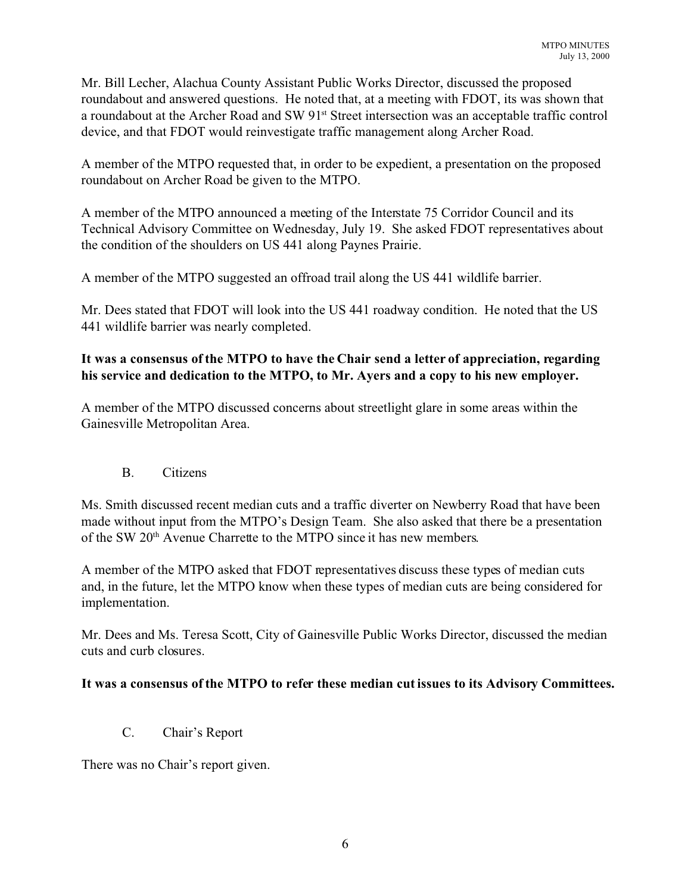Mr. Bill Lecher, Alachua County Assistant Public Works Director, discussed the proposed roundabout and answered questions. He noted that, at a meeting with FDOT, its was shown that a roundabout at the Archer Road and SW 91st Street intersection was an acceptable traffic control device, and that FDOT would reinvestigate traffic management along Archer Road.

A member of the MTPO requested that, in order to be expedient, a presentation on the proposed roundabout on Archer Road be given to the MTPO.

A member of the MTPO announced a meeting of the Interstate 75 Corridor Council and its Technical Advisory Committee on Wednesday, July 19. She asked FDOT representatives about the condition of the shoulders on US 441 along Paynes Prairie.

A member of the MTPO suggested an offroad trail along the US 441 wildlife barrier.

Mr. Dees stated that FDOT will look into the US 441 roadway condition. He noted that the US 441 wildlife barrier was nearly completed.

**It was a consensus of the MTPO to have the Chair send a letter of appreciation, regarding his service and dedication to the MTPO, to Mr. Ayers and a copy to his new employer.**

A member of the MTPO discussed concerns about streetlight glare in some areas within the Gainesville Metropolitan Area.

B. Citizens

Ms. Smith discussed recent median cuts and a traffic diverter on Newberry Road that have been made without input from the MTPO's Design Team. She also asked that there be a presentation of the SW 20th Avenue Charrette to the MTPO since it has new members.

A member of the MTPO asked that FDOT representatives discuss these types of median cuts and, in the future, let the MTPO know when these types of median cuts are being considered for implementation.

Mr. Dees and Ms. Teresa Scott, City of Gainesville Public Works Director, discussed the median cuts and curb closures.

**It was a consensus of the MTPO to refer these median cut issues to its Advisory Committees.**

C. Chair's Report

There was no Chair's report given.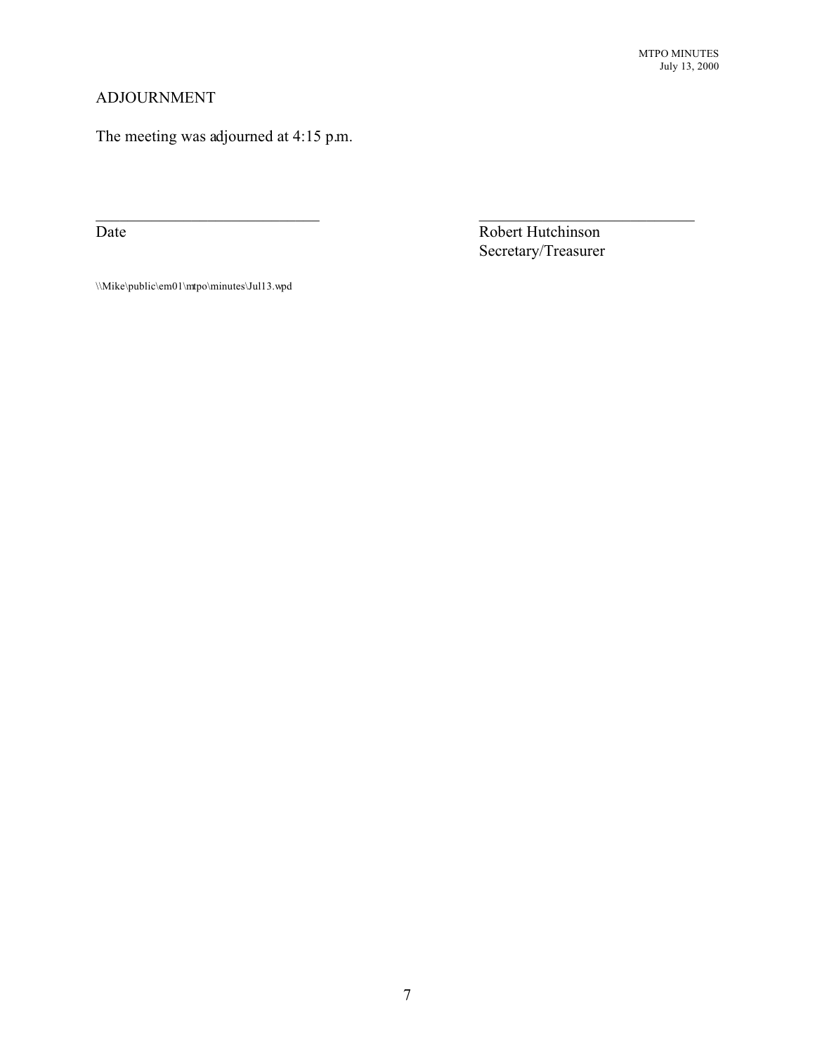## ADJOURNMENT

The meeting was adjourned at 4:15 p.m.

\_\_\_\_\_\_\_\_\_\_\_\_\_\_\_\_\_\_\_\_\_\_\_\_\_\_\_\_\_\_
Date

\_\_\_\_\_\_\_\_\_\_\_\_\_\_\_\_\_\_\_\_\_\_\_\_\_\_\_\_\_\_
Robert Hutchinson
Secretary/Treasurer

\\Mike\public\em01\mtpo\minutes\Jul13.wpd